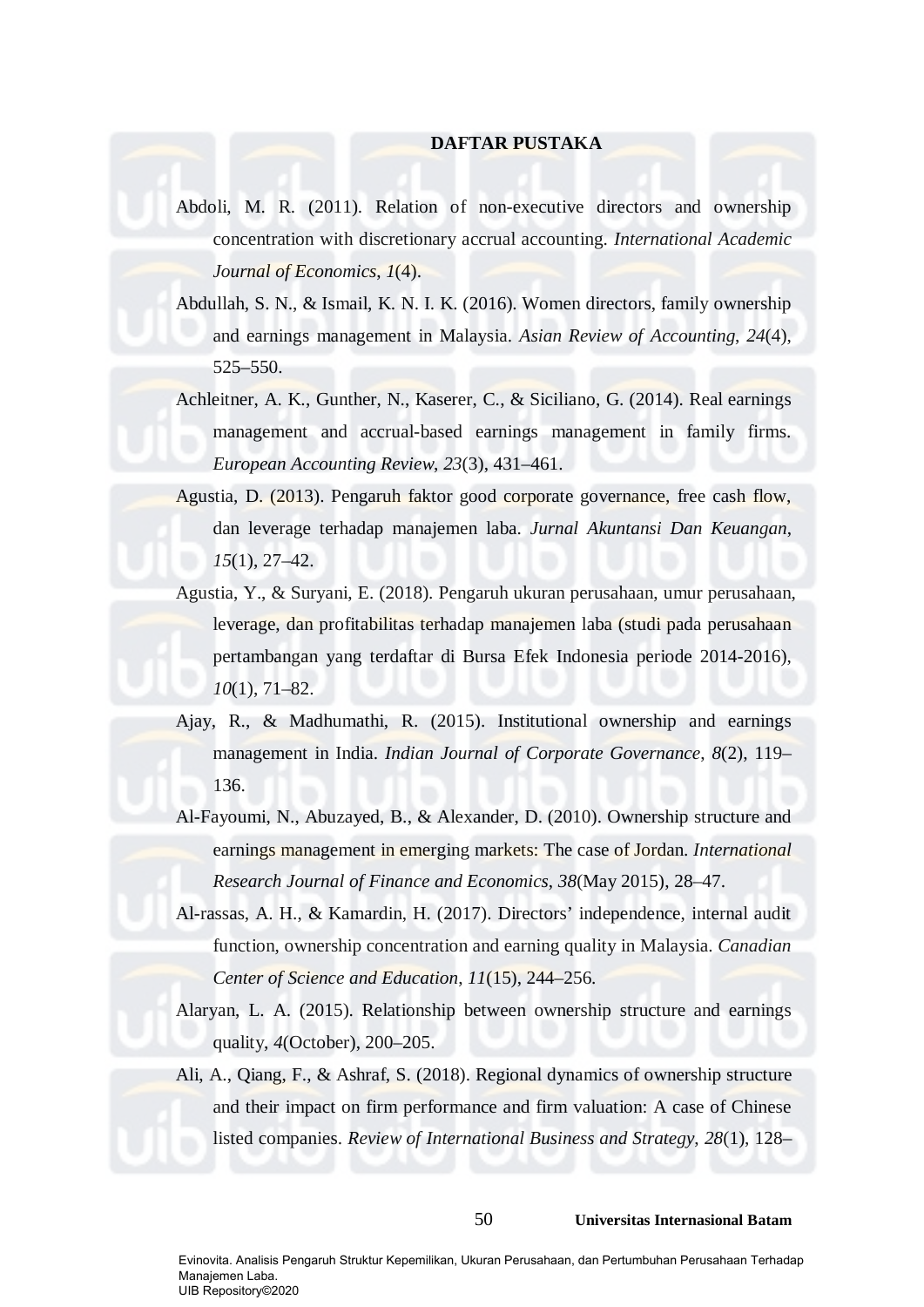# DAFTAR PUSTAKA

Abdoli, M. R. (2011). Relation of non-executive directors and ownership concentration with discretionary accrual accounting. *International Academic Journal of Economics*, *1*(4).

Abdullah, S. N., & Ismail, K. N. I. K. (2016). Women directors, family ownership and earnings management in Malaysia. *Asian Review of Accounting*, *24*(4), 525–550.

Achleitner, A. K., Gunther, N., Kaserer, C., & Siciliano, G. (2014). Real earnings management and accrual-based earnings management in family firms. *European Accounting Review*, *23*(3), 431–461.

Agustia, D. (2013). Pengaruh faktor good corporate governance, free cash flow, dan leverage terhadap manajemen laba. *Jurnal Akuntansi Dan Keuangan*, *15*(1), 27–42.

Agustia, Y., & Suryani, E. (2018). Pengaruh ukuran perusahaan, umur perusahaan, leverage, dan profitabilitas terhadap manajemen laba (studi pada perusahaan pertambangan yang terdaftar di Bursa Efek Indonesia periode 2014-2016), *10*(1), 71–82.

Ajay, R., & Madhumathi, R. (2015). Institutional ownership and earnings management in India. *Indian Journal of Corporate Governance*, *8*(2), 119–136.

Al-Fayoumi, N., Abuzayed, B., & Alexander, D. (2010). Ownership structure and earnings management in emerging markets: The case of Jordan. *International Research Journal of Finance and Economics*, *38*(May 2015), 28–47.

Al-rassas, A. H., & Kamardin, H. (2017). Directors' independence, internal audit function, ownership concentration and earning quality in Malaysia. *Canadian Center of Science and Education*, *11*(15), 244–256.

Alaryan, L. A. (2015). Relationship between ownership structure and earnings quality, *4*(October), 200–205.

Ali, A., Qiang, F., & Ashraf, S. (2018). Regional dynamics of ownership structure and their impact on firm performance and firm valuation: A case of Chinese listed companies. *Review of International Business and Strategy*, *28*(1), 128–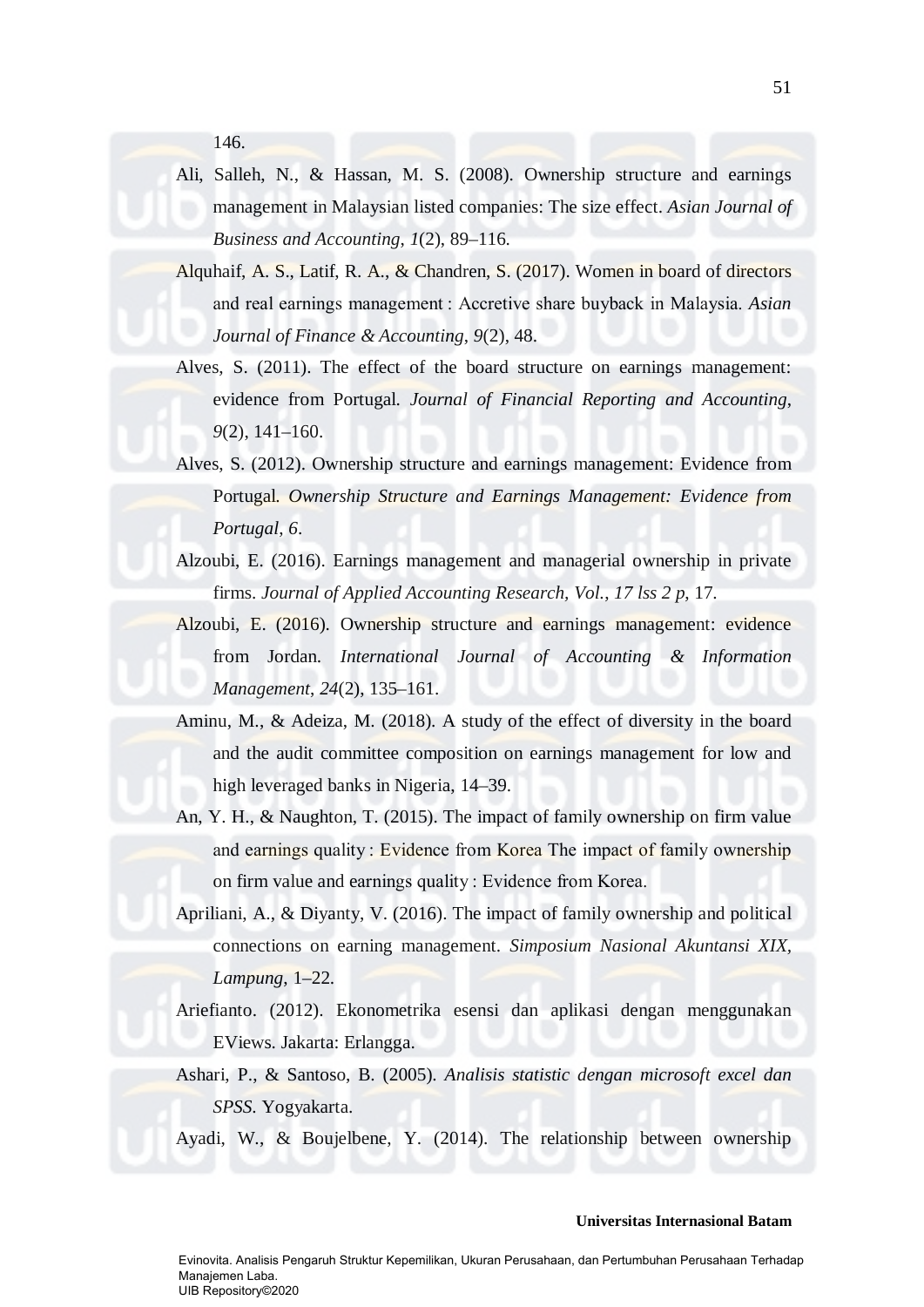146.

Ali, Salleh, N., & Hassan, M. S. (2008). Ownership structure and earnings management in Malaysian listed companies: The size effect. *Asian Journal of Business and Accounting*, *1*(2), 89–116.

Alquhaif, A. S., Latif, R. A., & Chandren, S. (2017). Women in board of directors and real earnings management : Accretive share buyback in Malaysia. *Asian Journal of Finance & Accounting*, *9*(2), 48.

Alves, S. (2011). The effect of the board structure on earnings management: evidence from Portugal. *Journal of Financial Reporting and Accounting*, *9*(2), 141–160.

Alves, S. (2012). Ownership structure and earnings management: Evidence from Portugal. *Ownership Structure and Earnings Management: Evidence from Portugal*, *6*.

Alzoubi, E. (2016). Earnings management and managerial ownership in private firms. *Journal of Applied Accounting Research, Vol., 17 lss 2 p*, 17.

Alzoubi, E. (2016). Ownership structure and earnings management: evidence from Jordan. *International Journal of Accounting & Information Management*, *24*(2), 135–161.

Aminu, M., & Adeiza, M. (2018). A study of the effect of diversity in the board and the audit committee composition on earnings management for low and high leveraged banks in Nigeria, 14–39.

An, Y. H., & Naughton, T. (2015). The impact of family ownership on firm value and earnings quality : Evidence from Korea The impact of family ownership on firm value and earnings quality : Evidence from Korea.

Apriliani, A., & Diyanty, V. (2016). The impact of family ownership and political connections on earning management. *Simposium Nasional Akuntansi XIX, Lampung*, 1–22.

Ariefianto. (2012). Ekonometrika esensi dan aplikasi dengan menggunakan EViews. Jakarta: Erlangga.

Ashari, P., & Santoso, B. (2005). *Analisis statistic dengan microsoft excel dan SPSS*. Yogyakarta.

Ayadi, W., & Boujelbene, Y. (2014). The relationship between ownership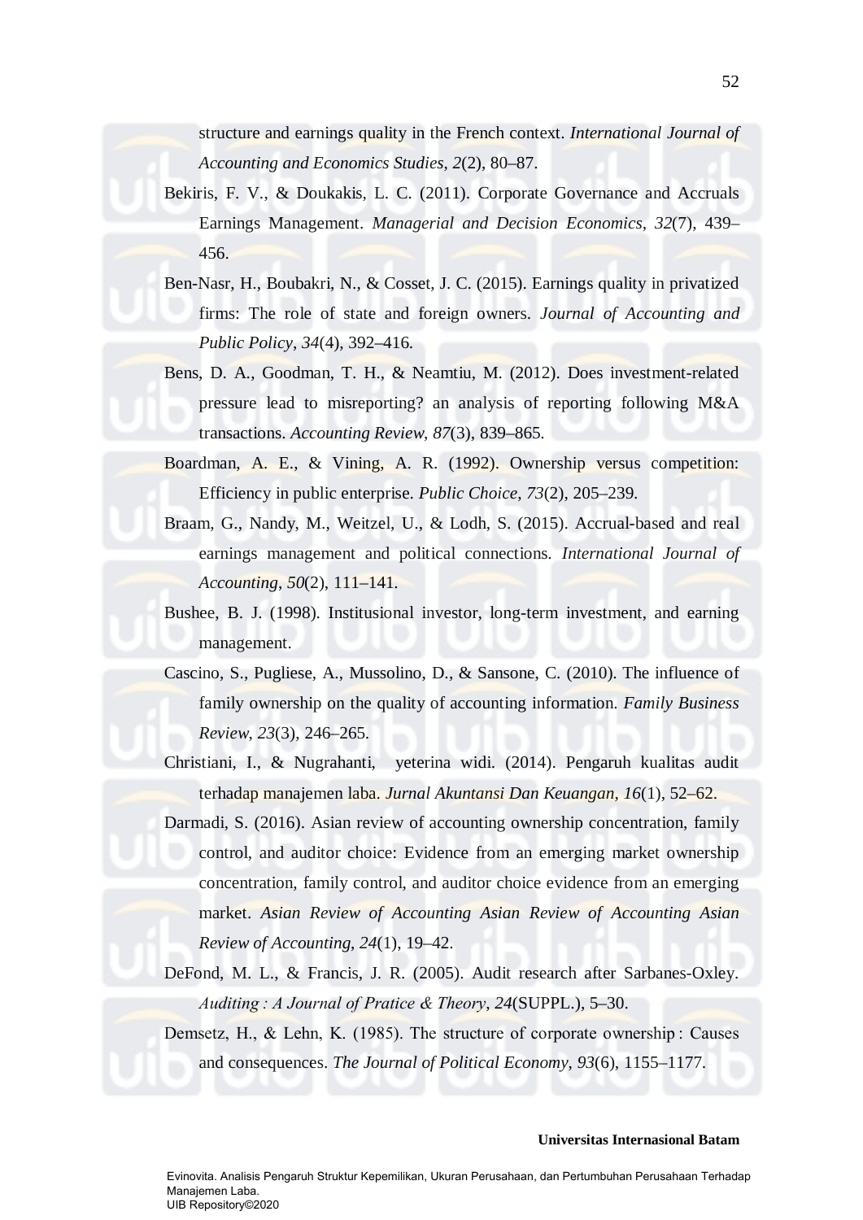structure and earnings quality in the French context. *International Journal of Accounting and Economics Studies*, *2*(2), 80–87.

Bekiris, F. V., & Doukakis, L. C. (2011). Corporate Governance and Accruals Earnings Management. *Managerial and Decision Economics*, *32*(7), 439–456.

Ben-Nasr, H., Boubakri, N., & Cosset, J. C. (2015). Earnings quality in privatized firms: The role of state and foreign owners. *Journal of Accounting and Public Policy*, *34*(4), 392–416.

Bens, D. A., Goodman, T. H., & Neamtiu, M. (2012). Does investment-related pressure lead to misreporting? an analysis of reporting following M&A transactions. *Accounting Review*, *87*(3), 839–865.

Boardman, A. E., & Vining, A. R. (1992). Ownership versus competition: Efficiency in public enterprise. *Public Choice*, *73*(2), 205–239.

Braam, G., Nandy, M., Weitzel, U., & Lodh, S. (2015). Accrual-based and real earnings management and political connections. *International Journal of Accounting*, *50*(2), 111–141.

Bushee, B. J. (1998). Institusional investor, long-term investment, and earning management.

Cascino, S., Pugliese, A., Mussolino, D., & Sansone, C. (2010). The influence of family ownership on the quality of accounting information. *Family Business Review*, *23*(3), 246–265.

Christiani, I., & Nugrahanti, yeterina widi. (2014). Pengaruh kualitas audit terhadap manajemen laba. *Jurnal Akuntansi Dan Keuangan*, *16*(1), 52–62.

Darmadi, S. (2016). Asian review of accounting ownership concentration, family control, and auditor choice: Evidence from an emerging market ownership concentration, family control, and auditor choice evidence from an emerging market. *Asian Review of Accounting Asian Review of Accounting Asian Review of Accounting*, *24*(1), 19–42.

DeFond, M. L., & Francis, J. R. (2005). Audit research after Sarbanes-Oxley. *Auditing : A Journal of Pratice & Theory*, *24*(SUPPL.), 5–30.

Demsetz, H., & Lehn, K. (1985). The structure of corporate ownership : Causes and consequences. *The Journal of Political Economy*, *93*(6), 1155–1177.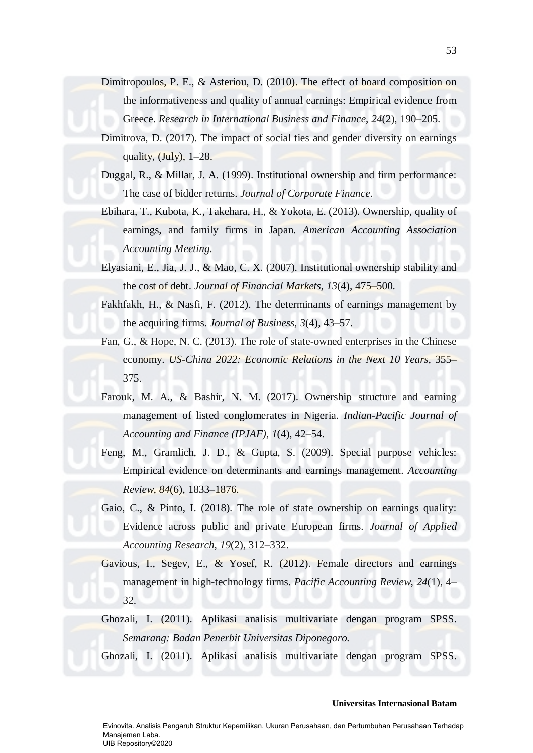Dimitropoulos, P. E., & Asteriou, D. (2010). The effect of board composition on the informativeness and quality of annual earnings: Empirical evidence from Greece. *Research in International Business and Finance*, *24*(2), 190–205.

Dimitrova, D. (2017). The impact of social ties and gender diversity on earnings quality, (July), 1–28.

Duggal, R., & Millar, J. A. (1999). Institutional ownership and firm performance: The case of bidder returns. *Journal of Corporate Finance*.

Ebihara, T., Kubota, K., Takehara, H., & Yokota, E. (2013). Ownership, quality of earnings, and family firms in Japan. *American Accounting Association Accounting Meeting*.

Elyasiani, E., Jia, J. J., & Mao, C. X. (2007). Institutional ownership stability and the cost of debt. *Journal of Financial Markets*, *13*(4), 475–500.

Fakhfakh, H., & Nasfi, F. (2012). The determinants of earnings management by the acquiring firms. *Journal of Business*, *3*(4), 43–57.

Fan, G., & Hope, N. C. (2013). The role of state-owned enterprises in the Chinese economy. *US-China 2022: Economic Relations in the Next 10 Years*, 355–375.

Farouk, M. A., & Bashir, N. M. (2017). Ownership structure and earning management of listed conglomerates in Nigeria. *Indian-Pacific Journal of Accounting and Finance (IPJAF)*, *1*(4), 42–54.

Feng, M., Gramlich, J. D., & Gupta, S. (2009). Special purpose vehicles: Empirical evidence on determinants and earnings management. *Accounting Review*, *84*(6), 1833–1876.

Gaio, C., & Pinto, I. (2018). The role of state ownership on earnings quality: Evidence across public and private European firms. *Journal of Applied Accounting Research*, *19*(2), 312–332.

Gavious, I., Segev, E., & Yosef, R. (2012). Female directors and earnings management in high-technology firms. *Pacific Accounting Review*, *24*(1), 4–32.

Ghozali, I. (2011). Aplikasi analisis multivariate dengan program SPSS. *Semarang: Badan Penerbit Universitas Diponegoro*.

Ghozali, I. (2011). Aplikasi analisis multivariate dengan program SPSS.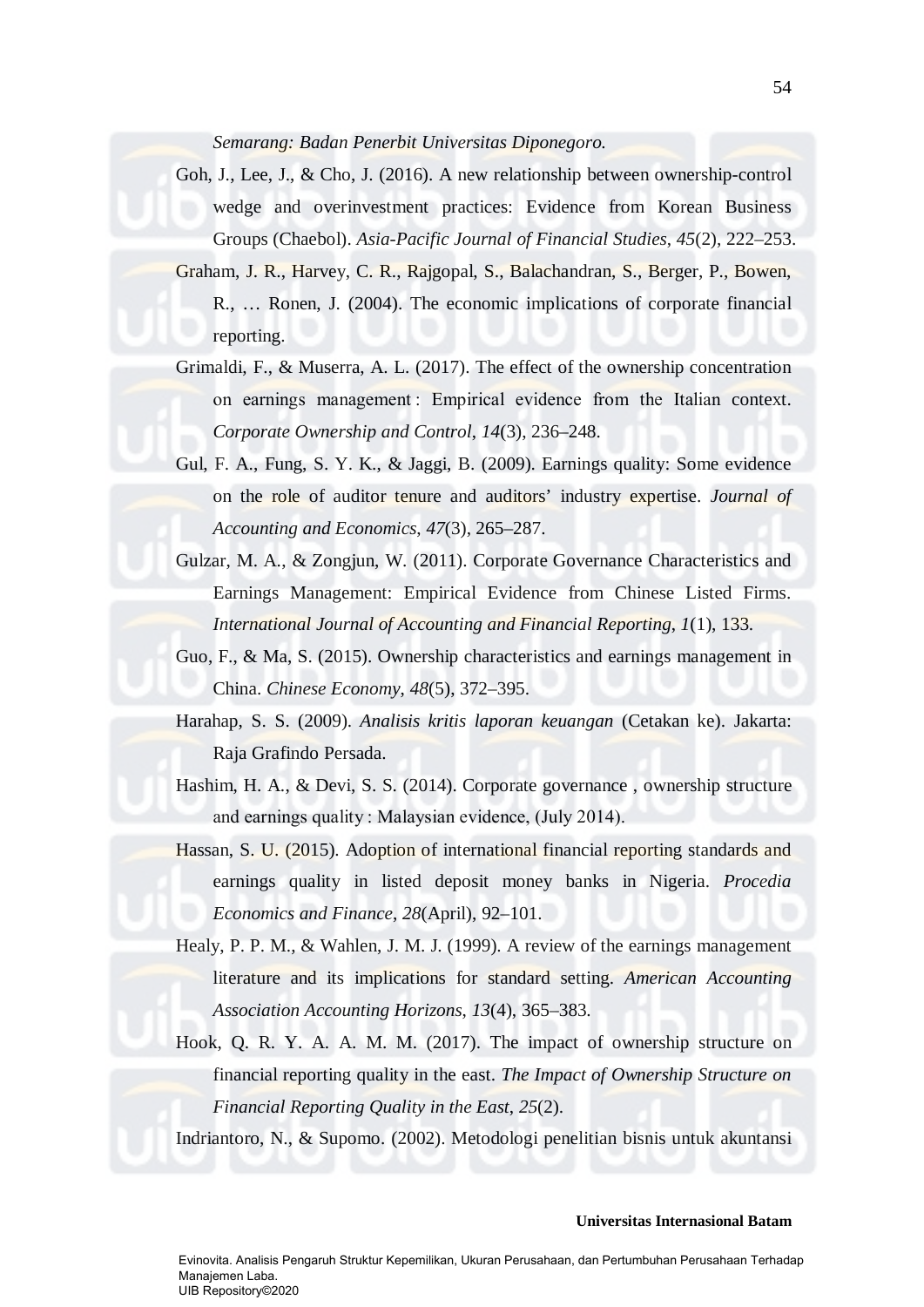*Semarang: Badan Penerbit Universitas Diponegoro.*

Goh, J., Lee, J., & Cho, J. (2016). A new relationship between ownership-control wedge and overinvestment practices: Evidence from Korean Business Groups (Chaebol). *Asia-Pacific Journal of Financial Studies*, *45*(2), 222–253.

Graham, J. R., Harvey, C. R., Rajgopal, S., Balachandran, S., Berger, P., Bowen, R., … Ronen, J. (2004). The economic implications of corporate financial reporting.

Grimaldi, F., & Muserra, A. L. (2017). The effect of the ownership concentration on earnings management : Empirical evidence from the Italian context. *Corporate Ownership and Control*, *14*(3), 236–248.

Gul, F. A., Fung, S. Y. K., & Jaggi, B. (2009). Earnings quality: Some evidence on the role of auditor tenure and auditors' industry expertise. *Journal of Accounting and Economics*, *47*(3), 265–287.

Gulzar, M. A., & Zongjun, W. (2011). Corporate Governance Characteristics and Earnings Management: Empirical Evidence from Chinese Listed Firms. *International Journal of Accounting and Financial Reporting*, *1*(1), 133.

Guo, F., & Ma, S. (2015). Ownership characteristics and earnings management in China. *Chinese Economy*, *48*(5), 372–395.

Harahap, S. S. (2009). *Analisis kritis laporan keuangan* (Cetakan ke). Jakarta: Raja Grafindo Persada.

Hashim, H. A., & Devi, S. S. (2014). Corporate governance , ownership structure and earnings quality : Malaysian evidence, (July 2014).

Hassan, S. U. (2015). Adoption of international financial reporting standards and earnings quality in listed deposit money banks in Nigeria. *Procedia Economics and Finance*, *28*(April), 92–101.

Healy, P. P. M., & Wahlen, J. M. J. (1999). A review of the earnings management literature and its implications for standard setting. *American Accounting Association Accounting Horizons*, *13*(4), 365–383.

Hook, Q. R. Y. A. A. M. M. (2017). The impact of ownership structure on financial reporting quality in the east. *The Impact of Ownership Structure on Financial Reporting Quality in the East*, *25*(2).

Indriantoro, N., & Supomo. (2002). Metodologi penelitian bisnis untuk akuntansi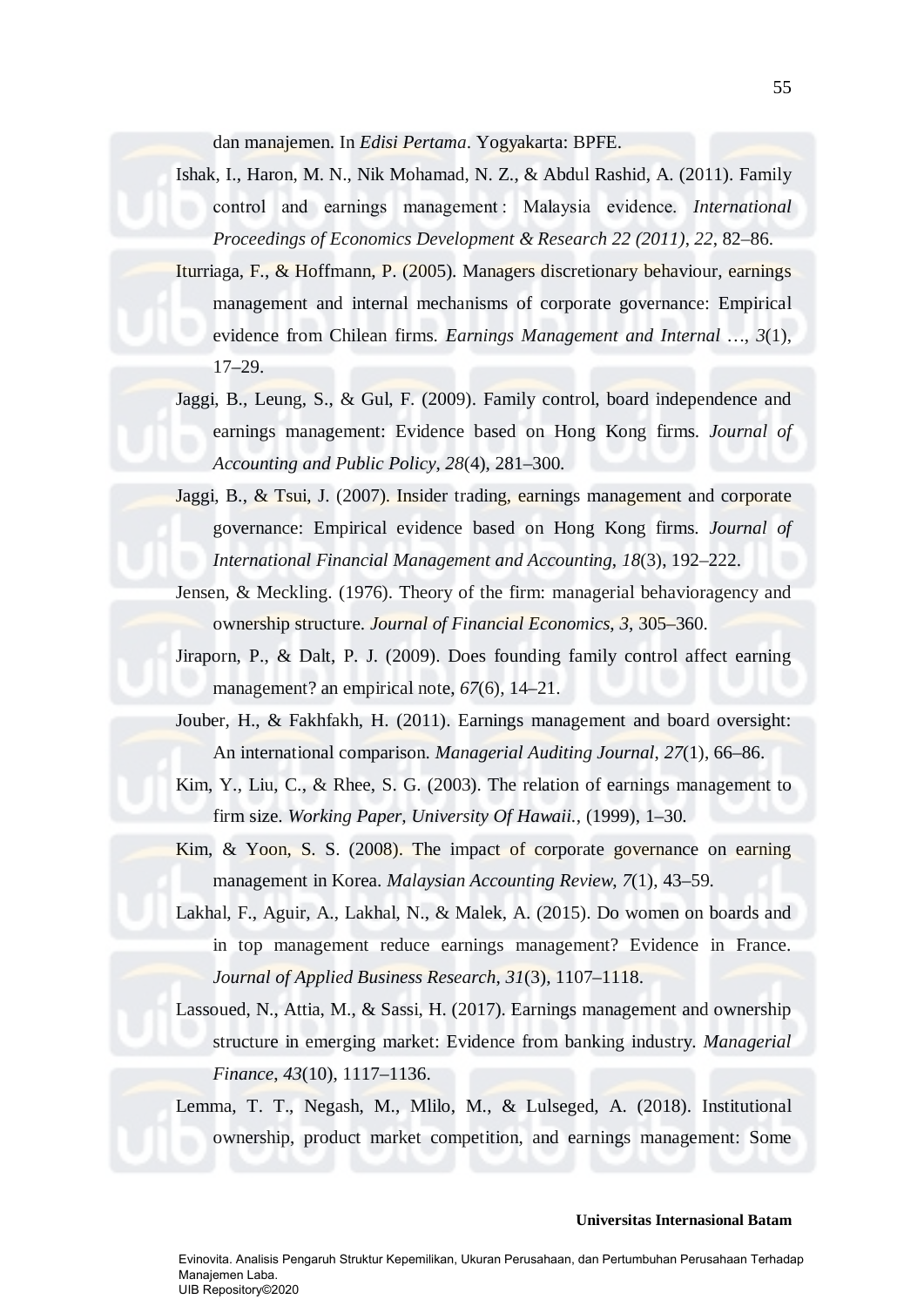dan manajemen. In *Edisi Pertama*. Yogyakarta: BPFE.

Ishak, I., Haron, M. N., Nik Mohamad, N. Z., & Abdul Rashid, A. (2011). Family control and earnings management : Malaysia evidence. *International Proceedings of Economics Development & Research 22 (2011)*, *22*, 82–86.

Iturriaga, F., & Hoffmann, P. (2005). Managers discretionary behaviour, earnings management and internal mechanisms of corporate governance: Empirical evidence from Chilean firms. *Earnings Management and Internal …*, *3*(1), 17–29.

Jaggi, B., Leung, S., & Gul, F. (2009). Family control, board independence and earnings management: Evidence based on Hong Kong firms. *Journal of Accounting and Public Policy*, *28*(4), 281–300.

Jaggi, B., & Tsui, J. (2007). Insider trading, earnings management and corporate governance: Empirical evidence based on Hong Kong firms. *Journal of International Financial Management and Accounting*, *18*(3), 192–222.

Jensen, & Meckling. (1976). Theory of the firm: managerial behavioragency and ownership structure. *Journal of Financial Economics*, *3*, 305–360.

Jiraporn, P., & Dalt, P. J. (2009). Does founding family control affect earning management? an empirical note, *67*(6), 14–21.

Jouber, H., & Fakhfakh, H. (2011). Earnings management and board oversight: An international comparison. *Managerial Auditing Journal*, *27*(1), 66–86.

Kim, Y., Liu, C., & Rhee, S. G. (2003). The relation of earnings management to firm size. *Working Paper, University Of Hawaii.*, (1999), 1–30.

Kim, & Yoon, S. S. (2008). The impact of corporate governance on earning management in Korea. *Malaysian Accounting Review*, *7*(1), 43–59.

Lakhal, F., Aguir, A., Lakhal, N., & Malek, A. (2015). Do women on boards and in top management reduce earnings management? Evidence in France. *Journal of Applied Business Research*, *31*(3), 1107–1118.

Lassoued, N., Attia, M., & Sassi, H. (2017). Earnings management and ownership structure in emerging market: Evidence from banking industry. *Managerial Finance*, *43*(10), 1117–1136.

Lemma, T. T., Negash, M., Mlilo, M., & Lulseged, A. (2018). Institutional ownership, product market competition, and earnings management: Some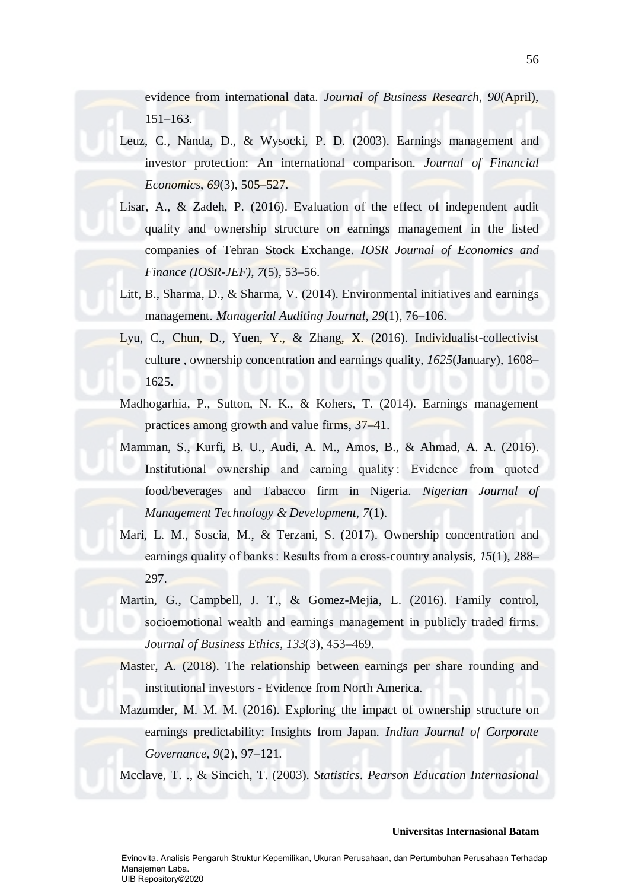evidence from international data. *Journal of Business Research*, *90*(April), 151–163.

Leuz, C., Nanda, D., & Wysocki, P. D. (2003). Earnings management and investor protection: An international comparison. *Journal of Financial Economics*, *69*(3), 505–527.

Lisar, A., & Zadeh, P. (2016). Evaluation of the effect of independent audit quality and ownership structure on earnings management in the listed companies of Tehran Stock Exchange. *IOSR Journal of Economics and Finance (IOSR-JEF)*, *7*(5), 53–56.

Litt, B., Sharma, D., & Sharma, V. (2014). Environmental initiatives and earnings management. *Managerial Auditing Journal*, *29*(1), 76–106.

Lyu, C., Chun, D., Yuen, Y., & Zhang, X. (2016). Individualist-collectivist culture , ownership concentration and earnings quality, *1625*(January), 1608–1625.

Madhogarhia, P., Sutton, N. K., & Kohers, T. (2014). Earnings management practices among growth and value firms, 37–41.

Mamman, S., Kurfi, B. U., Audi, A. M., Amos, B., & Ahmad, A. A. (2016). Institutional ownership and earning quality : Evidence from quoted food/beverages and Tabacco firm in Nigeria. *Nigerian Journal of Management Technology & Development*, *7*(1).

Mari, L. M., Soscia, M., & Terzani, S. (2017). Ownership concentration and earnings quality of banks : Results from a cross-country analysis, *15*(1), 288–297.

Martin, G., Campbell, J. T., & Gomez-Mejia, L. (2016). Family control, socioemotional wealth and earnings management in publicly traded firms. *Journal of Business Ethics*, *133*(3), 453–469.

Master, A. (2018). The relationship between earnings per share rounding and institutional investors - Evidence from North America.

Mazumder, M. M. M. (2016). Exploring the impact of ownership structure on earnings predictability: Insights from Japan. *Indian Journal of Corporate Governance*, *9*(2), 97–121.

Mcclave, T. ., & Sincich, T. (2003). *Statistics*. *Pearson Education Internasional*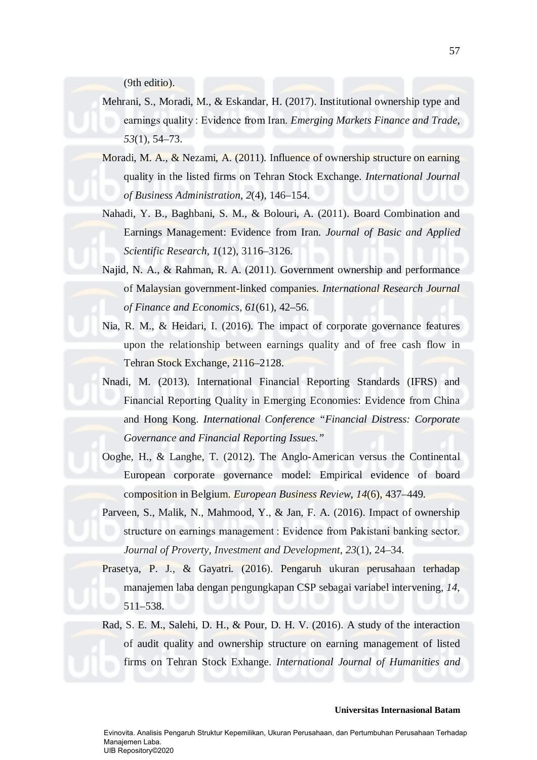(9th editio).

Mehrani, S., Moradi, M., & Eskandar, H. (2017). Institutional ownership type and earnings quality : Evidence from Iran. *Emerging Markets Finance and Trade*, *53*(1), 54–73.

Moradi, M. A., & Nezami, A. (2011). Influence of ownership structure on earning quality in the listed firms on Tehran Stock Exchange. *International Journal of Business Administration*, *2*(4), 146–154.

Nahadi, Y. B., Baghbani, S. M., & Bolouri, A. (2011). Board Combination and Earnings Management: Evidence from Iran. *Journal of Basic and Applied Scientific Research*, *1*(12), 3116–3126.

Najid, N. A., & Rahman, R. A. (2011). Government ownership and performance of Malaysian government-linked companies. *International Research Journal of Finance and Economics*, *61*(61), 42–56.

Nia, R. M., & Heidari, I. (2016). The impact of corporate governance features upon the relationship between earnings quality and of free cash flow in Tehran Stock Exchange, 2116–2128.

Nnadi, M. (2013). International Financial Reporting Standards (IFRS) and Financial Reporting Quality in Emerging Economies: Evidence from China and Hong Kong. *International Conference "Financial Distress: Corporate Governance and Financial Reporting Issues."*

Ooghe, H., & Langhe, T. (2012). The Anglo-American versus the Continental European corporate governance model: Empirical evidence of board composition in Belgium. *European Business Review*, *14*(6), 437–449.

Parveen, S., Malik, N., Mahmood, Y., & Jan, F. A. (2016). Impact of ownership structure on earnings management : Evidence from Pakistani banking sector. *Journal of Proverty, Investment and Development*, *23*(1), 24–34.

Prasetya, P. J., & Gayatri. (2016). Pengaruh ukuran perusahaan terhadap manajemen laba dengan pengungkapan CSP sebagai variabel intervening, *14*, 511–538.

Rad, S. E. M., Salehi, D. H., & Pour, D. H. V. (2016). A study of the interaction of audit quality and ownership structure on earning management of listed firms on Tehran Stock Exhange. *International Journal of Humanities and*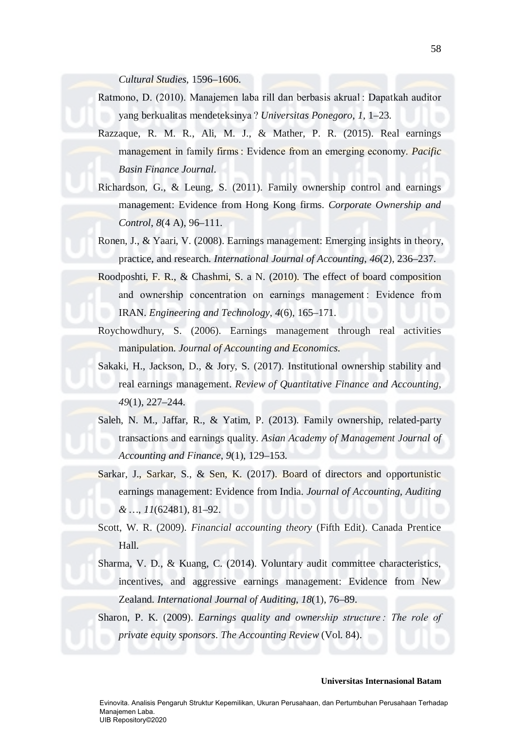*Cultural Studies*, 1596–1606.

Ratmono, D. (2010). Manajemen laba rill dan berbasis akrual : Dapatkah auditor yang berkualitas mendeteksinya ? *Universitas Ponegoro*, *1*, 1–23.

Razzaque, R. M. R., Ali, M. J., & Mather, P. R. (2015). Real earnings management in family firms : Evidence from an emerging economy. *Pacific Basin Finance Journal*.

Richardson, G., & Leung, S. (2011). Family ownership control and earnings management: Evidence from Hong Kong firms. *Corporate Ownership and Control*, *8*(4 A), 96–111.

Ronen, J., & Yaari, V. (2008). Earnings management: Emerging insights in theory, practice, and research. *International Journal of Accounting*, *46*(2), 236–237.

Roodposhti, F. R., & Chashmi, S. a N. (2010). The effect of board composition and ownership concentration on earnings management : Evidence from IRAN. *Engineering and Technology*, *4*(6), 165–171.

Roychowdhury, S. (2006). Earnings management through real activities manipulation. *Journal of Accounting and Economics*.

Sakaki, H., Jackson, D., & Jory, S. (2017). Institutional ownership stability and real earnings management. *Review of Quantitative Finance and Accounting*, *49*(1), 227–244.

Saleh, N. M., Jaffar, R., & Yatim, P. (2013). Family ownership, related-party transactions and earnings quality. *Asian Academy of Management Journal of Accounting and Finance*, *9*(1), 129–153.

Sarkar, J., Sarkar, S., & Sen, K. (2017). Board of directors and opportunistic earnings management: Evidence from India. *Journal of Accounting, Auditing & …*, *11*(62481), 81–92.

Scott, W. R. (2009). *Financial accounting theory* (Fifth Edit). Canada Prentice Hall.

Sharma, V. D., & Kuang, C. (2014). Voluntary audit committee characteristics, incentives, and aggressive earnings management: Evidence from New Zealand. *International Journal of Auditing*, *18*(1), 76–89.

Sharon, P. K. (2009). *Earnings quality and ownership structure : The role of private equity sponsors*. *The Accounting Review* (Vol. 84).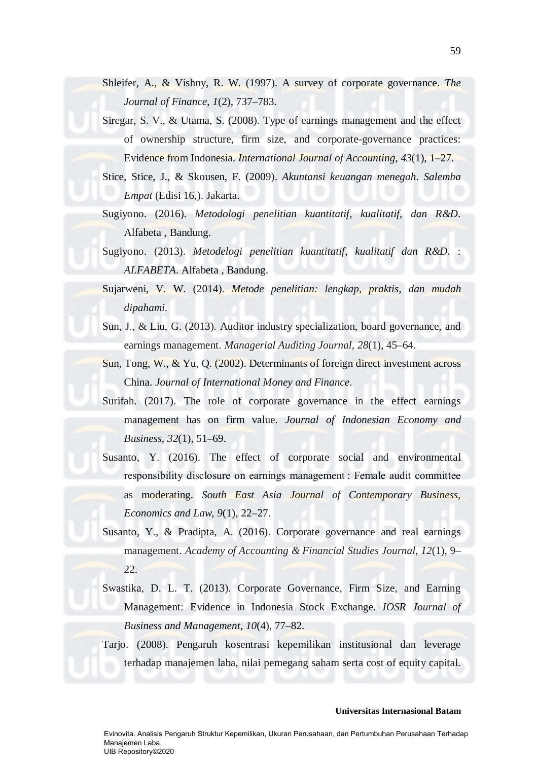Shleifer, A., & Vishny, R. W. (1997). A survey of corporate governance. *The Journal of Finance*, *1*(2), 737–783.

Siregar, S. V., & Utama, S. (2008). Type of earnings management and the effect of ownership structure, firm size, and corporate-governance practices: Evidence from Indonesia. *International Journal of Accounting*, *43*(1), 1–27.

Stice, Stice, J., & Skousen, F. (2009). *Akuntansi keuangan menegah*. *Salemba Empat* (Edisi 16,). Jakarta.

Sugiyono. (2016). *Metodologi penelitian kuantitatif, kualitatif, dan R&D*. Alfabeta , Bandung.

Sugiyono. (2013). *Metodelogi penelitian kuantitatif, kualitatif dan R&D*. : *ALFABETA*. Alfabeta , Bandung.

Sujarweni, V. W. (2014). *Metode penelitian: lengkap, praktis, dan mudah dipahami*.

Sun, J., & Liu, G. (2013). Auditor industry specialization, board governance, and earnings management. *Managerial Auditing Journal*, *28*(1), 45–64.

Sun, Tong, W., & Yu, Q. (2002). Determinants of foreign direct investment across China. *Journal of International Money and Finance*.

Surifah. (2017). The role of corporate governance in the effect earnings management has on firm value. *Journal of Indonesian Economy and Business*, *32*(1), 51–69.

Susanto, Y. (2016). The effect of corporate social and environmental responsibility disclosure on earnings management : Female audit committee as moderating. *South East Asia Journal of Contemporary Business, Economics and Law*, *9*(1), 22–27.

Susanto, Y., & Pradipta, A. (2016). Corporate governance and real earnings management. *Academy of Accounting & Financial Studies Journal*, *12*(1), 9–22.

Swastika, D. L. T. (2013). Corporate Governance, Firm Size, and Earning Management: Evidence in Indonesia Stock Exchange. *IOSR Journal of Business and Management*, *10*(4), 77–82.

Tarjo. (2008). Pengaruh kosentrasi kepemilikan institusional dan leverage terhadap manajemen laba, nilai pemegang saham serta cost of equity capital.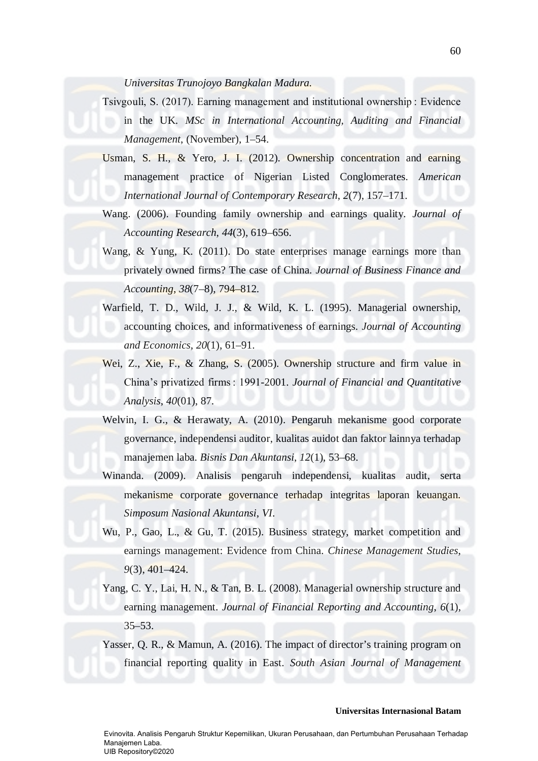*Universitas Trunojoyo Bangkalan Madura.*

Tsivgouli, S. (2017). Earning management and institutional ownership : Evidence in the UK. *MSc in International Accounting, Auditing and Financial Management*, (November), 1–54.

Usman, S. H., & Yero, J. I. (2012). Ownership concentration and earning management practice of Nigerian Listed Conglomerates. *American International Journal of Contemporary Research*, *2*(7), 157–171.

Wang. (2006). Founding family ownership and earnings quality. *Journal of Accounting Research*, *44*(3), 619–656.

Wang, & Yung, K. (2011). Do state enterprises manage earnings more than privately owned firms? The case of China. *Journal of Business Finance and Accounting*, *38*(7–8), 794–812.

Warfield, T. D., Wild, J. J., & Wild, K. L. (1995). Managerial ownership, accounting choices, and informativeness of earnings. *Journal of Accounting and Economics*, *20*(1), 61–91.

Wei, Z., Xie, F., & Zhang, S. (2005). Ownership structure and firm value in China's privatized firms : 1991-2001. *Journal of Financial and Quantitative Analysis*, *40*(01), 87.

Welvin, I. G., & Herawaty, A. (2010). Pengaruh mekanisme good corporate governance, independensi auditor, kualitas auidot dan faktor lainnya terhadap manajemen laba. *Bisnis Dan Akuntansi*, *12*(1), 53–68.

Winanda. (2009). Analisis pengaruh independensi, kualitas audit, serta mekanisme corporate governance terhadap integritas laporan keuangan. *Simposum Nasional Akuntansi*, *VI*.

Wu, P., Gao, L., & Gu, T. (2015). Business strategy, market competition and earnings management: Evidence from China. *Chinese Management Studies*, *9*(3), 401–424.

Yang, C. Y., Lai, H. N., & Tan, B. L. (2008). Managerial ownership structure and earning management. *Journal of Financial Reporting and Accounting*, *6*(1), 35–53.

Yasser, Q. R., & Mamun, A. (2016). The impact of director's training program on financial reporting quality in East. *South Asian Journal of Management*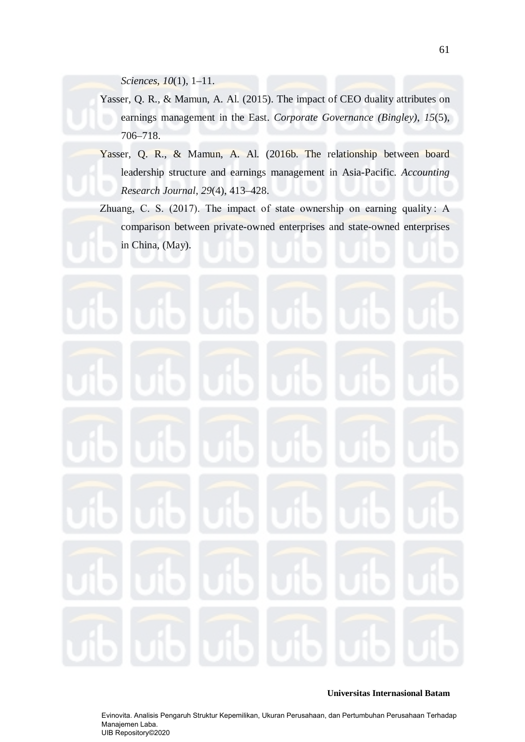*Sciences*, *10*(1), 1–11.

Yasser, Q. R., & Mamun, A. Al. (2015). The impact of CEO duality attributes on earnings management in the East. *Corporate Governance (Bingley)*, *15*(5), 706–718.

Yasser, Q. R., & Mamun, A. Al. (2016b. The relationship between board leadership structure and earnings management in Asia-Pacific. *Accounting Research Journal*, *29*(4), 413–428.

Zhuang, C. S. (2017). The impact of state ownership on earning quality : A comparison between private-owned enterprises and state-owned enterprises in China, (May).